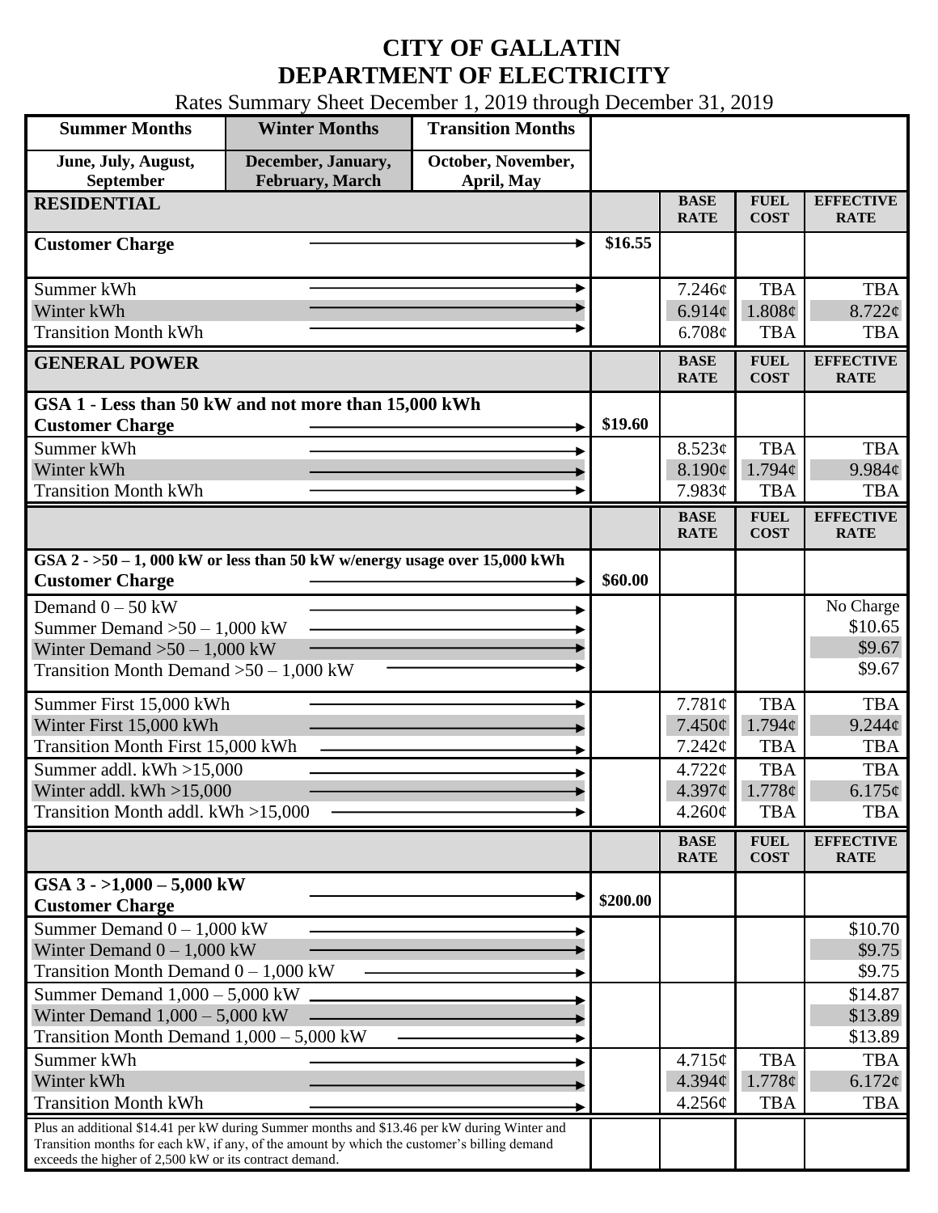# CITY OF GALLATIN
# DEPARTMENT OF ELECTRICITY

Rates Summary Sheet December 1, 2019 through December 31, 2019

| Summer Months | Winter Months | Transition Months | | | | |
|---|---|---|---|---|---|---|
| June, July, August, September | December, January, February, March | October, November, April, May | | | | |

| | | BASE RATE | FUEL COST | EFFECTIVE RATE |
|---|---|---|---|---|
| **RESIDENTIAL** | | | | |
| **Customer Charge** | $16.55 | | | |
| Summer kWh | | 7.246¢ | TBA | TBA |
| Winter kWh | | 6.914¢ | 1.808¢ | 8.722¢ |
| Transition Month kWh | | 6.708¢ | TBA | TBA |

| | | BASE RATE | FUEL COST | EFFECTIVE RATE |
|---|---|---|---|---|
| **GENERAL POWER** | | | | |
| **GSA 1 - Less than 50 kW and not more than 15,000 kWh** | | | | |
| **Customer Charge** | $19.60 | | | |
| Summer kWh | | 8.523¢ | TBA | TBA |
| Winter kWh | | 8.190¢ | 1.794¢ | 9.984¢ |
| Transition Month kWh | | 7.983¢ | TBA | TBA |

| | | BASE RATE | FUEL COST | EFFECTIVE RATE |
|---|---|---|---|---|
| **GSA 2 - >50 – 1, 000 kW or less than 50 kW w/energy usage over 15,000 kWh** | | | | |
| **Customer Charge** | $60.00 | | | |
| Demand 0 – 50 kW | | | | No Charge |
| Summer Demand >50 – 1,000 kW | | | | $10.65 |
| Winter Demand >50 – 1,000 kW | | | | $9.67 |
| Transition Month Demand >50 – 1,000 kW | | | | $9.67 |
| Summer First 15,000 kWh | | 7.781¢ | TBA | TBA |
| Winter First 15,000 kWh | | 7.450¢ | 1.794¢ | 9.244¢ |
| Transition Month First 15,000 kWh | | 7.242¢ | TBA | TBA |
| Summer addl. kWh >15,000 | | 4.722¢ | TBA | TBA |
| Winter addl. kWh >15,000 | | 4.397¢ | 1.778¢ | 6.175¢ |
| Transition Month addl. kWh >15,000 | | 4.260¢ | TBA | TBA |

| | | BASE RATE | FUEL COST | EFFECTIVE RATE |
|---|---|---|---|---|
| **GSA 3 - >1,000 – 5,000 kW** | | | | |
| **Customer Charge** | $200.00 | | | |
| Summer Demand 0 – 1,000 kW | | | | $10.70 |
| Winter Demand 0 – 1,000 kW | | | | $9.75 |
| Transition Month Demand 0 – 1,000 kW | | | | $9.75 |
| Summer Demand 1,000 – 5,000 kW | | | | $14.87 |
| Winter Demand 1,000 – 5,000 kW | | | | $13.89 |
| Transition Month Demand 1,000 – 5,000 kW | | | | $13.89 |
| Summer kWh | | 4.715¢ | TBA | TBA |
| Winter kWh | | 4.394¢ | 1.778¢ | 6.172¢ |
| Transition Month kWh | | 4.256¢ | TBA | TBA |
| Plus an additional $14.41 per kW during Summer months and $13.46 per kW during Winter and Transition months for each kW, if any, of the amount by which the customer's billing demand exceeds the higher of 2,500 kW or its contract demand. | | | | |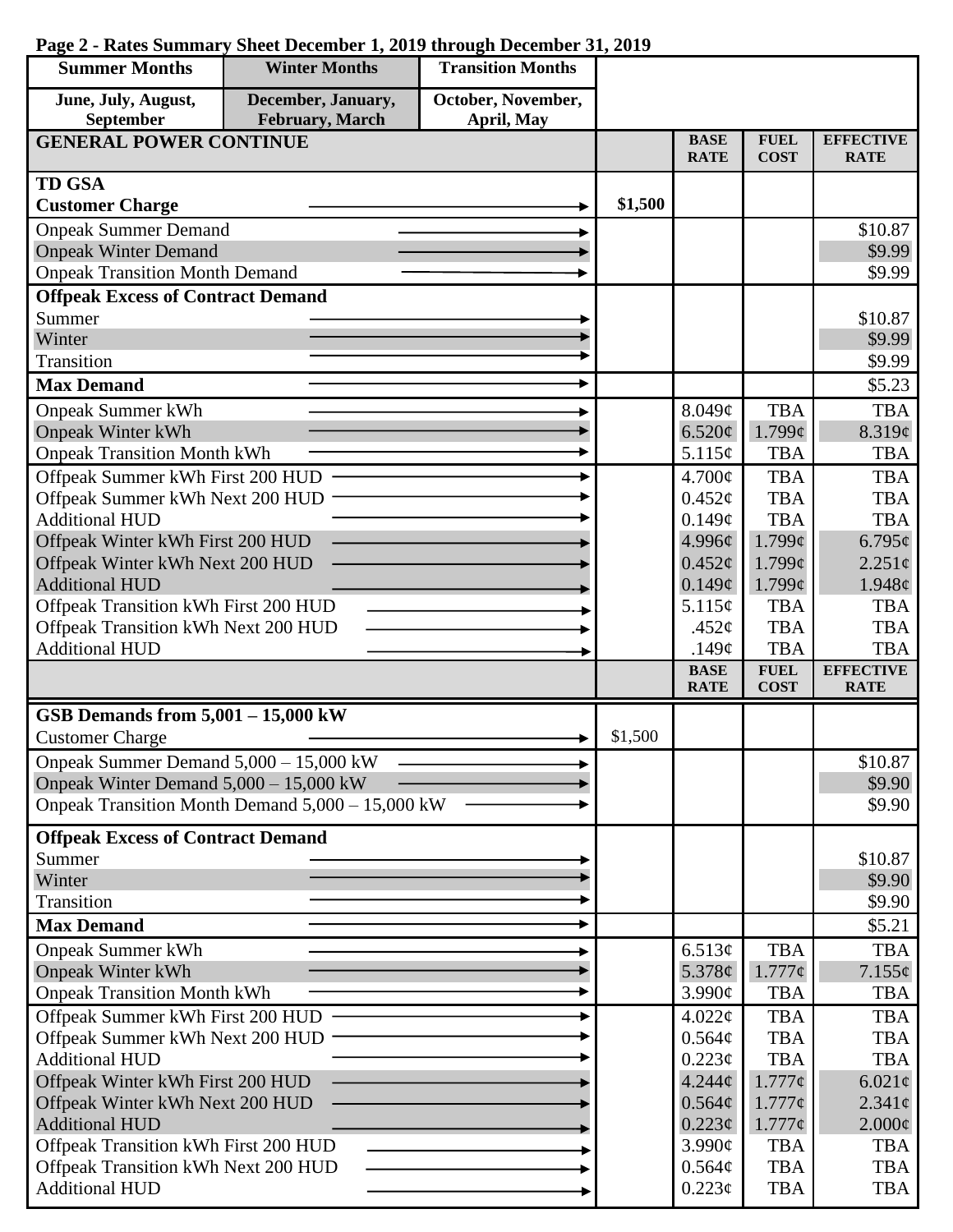**Page 2 - Rates Summary Sheet December 1, 2019 through December 31, 2019**

| Summer Months | Winter Months | Transition Months |
|---|---|---|
| June, July, August, September | December, January, February, March | October, November, April, May |

| GENERAL POWER CONTINUE | | BASE RATE | FUEL COST | EFFECTIVE RATE |
|---|---|---|---|---|
| **TD GSA** | | | | |
| **Customer Charge** | $1,500 | | | |
| Onpeak Summer Demand | | | | $10.87 |
| Onpeak Winter Demand | | | | $9.99 |
| Onpeak Transition Month Demand | | | | $9.99 |
| **Offpeak Excess of Contract Demand** | | | | |
| Summer | | | | $10.87 |
| Winter | | | | $9.99 |
| Transition | | | | $9.99 |
| **Max Demand** | | | | $5.23 |
| Onpeak Summer kWh | | 8.049¢ | TBA | TBA |
| Onpeak Winter kWh | | 6.520¢ | 1.799¢ | 8.319¢ |
| Onpeak Transition Month kWh | | 5.115¢ | TBA | TBA |
| Offpeak Summer kWh First 200 HUD | | 4.700¢ | TBA | TBA |
| Offpeak Summer kWh Next 200 HUD | | 0.452¢ | TBA | TBA |
| Additional HUD | | 0.149¢ | TBA | TBA |
| Offpeak Winter kWh First 200 HUD | | 4.996¢ | 1.799¢ | 6.795¢ |
| Offpeak Winter kWh Next 200 HUD | | 0.452¢ | 1.799¢ | 2.251¢ |
| Additional HUD | | 0.149¢ | 1.799¢ | 1.948¢ |
| Offpeak Transition kWh First 200 HUD | | 5.115¢ | TBA | TBA |
| Offpeak Transition kWh Next 200 HUD | | .452¢ | TBA | TBA |
| Additional HUD | | .149¢ | TBA | TBA |

| | | BASE RATE | FUEL COST | EFFECTIVE RATE |
|---|---|---|---|---|
| **GSB Demands from 5,001 – 15,000 kW** | | | | |
| Customer Charge | $1,500 | | | |
| Onpeak Summer Demand 5,000 – 15,000 kW | | | | $10.87 |
| Onpeak Winter Demand 5,000 – 15,000 kW | | | | $9.90 |
| Onpeak Transition Month Demand 5,000 – 15,000 kW | | | | $9.90 |
| **Offpeak Excess of Contract Demand** | | | | |
| Summer | | | | $10.87 |
| Winter | | | | $9.90 |
| Transition | | | | $9.90 |
| **Max Demand** | | | | $5.21 |
| Onpeak Summer kWh | | 6.513¢ | TBA | TBA |
| Onpeak Winter kWh | | 5.378¢ | 1.777¢ | 7.155¢ |
| Onpeak Transition Month kWh | | 3.990¢ | TBA | TBA |
| Offpeak Summer kWh First 200 HUD | | 4.022¢ | TBA | TBA |
| Offpeak Summer kWh Next 200 HUD | | 0.564¢ | TBA | TBA |
| Additional HUD | | 0.223¢ | TBA | TBA |
| Offpeak Winter kWh First 200 HUD | | 4.244¢ | 1.777¢ | 6.021¢ |
| Offpeak Winter kWh Next 200 HUD | | 0.564¢ | 1.777¢ | 2.341¢ |
| Additional HUD | | 0.223¢ | 1.777¢ | 2.000¢ |
| Offpeak Transition kWh First 200 HUD | | 3.990¢ | TBA | TBA |
| Offpeak Transition kWh Next 200 HUD | | 0.564¢ | TBA | TBA |
| Additional HUD | | 0.223¢ | TBA | TBA |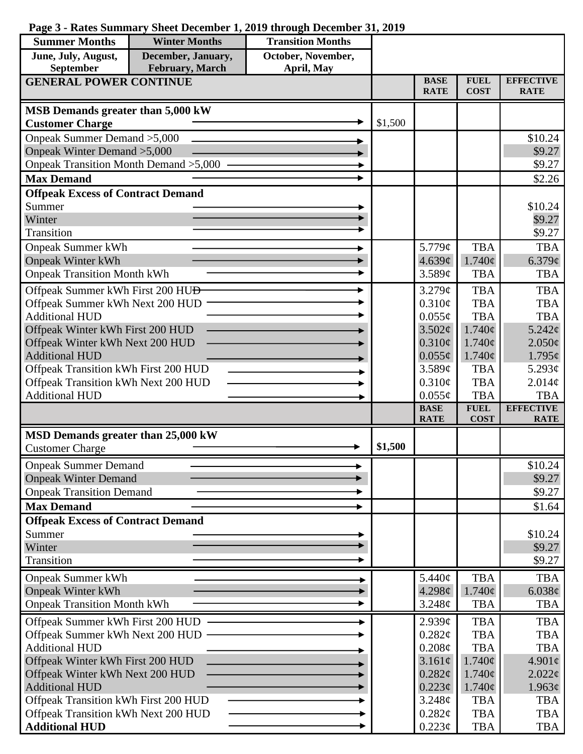**Page 3 - Rates Summary Sheet December 1, 2019 through December 31, 2019**

| Summer Months | Winter Months | Transition Months |
|---|---|---|
| June, July, August, September | December, January, February, March | October, November, April, May |

| GENERAL POWER CONTINUE | | BASE RATE | FUEL COST | EFFECTIVE RATE |
|---|---|---|---|---|
| **MSB Demands greater than 5,000 kW** | | | | |
| **Customer Charge** | $1,500 | | | |
| Onpeak Summer Demand >5,000 | | | | $10.24 |
| Onpeak Winter Demand >5,000 | | | | $9.27 |
| Onpeak Transition Month Demand >5,000 | | | | $9.27 |
| **Max Demand** | | | | $2.26 |
| **Offpeak Excess of Contract Demand** | | | | |
| Summer | | | | $10.24 |
| Winter | | | | $9.27 |
| Transition | | | | $9.27 |
| Onpeak Summer kWh | | 5.779¢ | TBA | TBA |
| Onpeak Winter kWh | | 4.639¢ | 1.740¢ | 6.379¢ |
| Onpeak Transition Month kWh | | 3.589¢ | TBA | TBA |
| Offpeak Summer kWh First 200 HUD | | 3.279¢ | TBA | TBA |
| Offpeak Summer kWh Next 200 HUD | | 0.310¢ | TBA | TBA |
| Additional HUD | | 0.055¢ | TBA | TBA |
| Offpeak Winter kWh First 200 HUD | | 3.502¢ | 1.740¢ | 5.242¢ |
| Offpeak Winter kWh Next 200 HUD | | 0.310¢ | 1.740¢ | 2.050¢ |
| Additional HUD | | 0.055¢ | 1.740¢ | 1.795¢ |
| Offpeak Transition kWh First 200 HUD | | 3.589¢ | TBA | 5.293¢ |
| Offpeak Transition kWh Next 200 HUD | | 0.310¢ | TBA | 2.014¢ |
| Additional HUD | | 0.055¢ | TBA | TBA |

| | | BASE RATE | FUEL COST | EFFECTIVE RATE |
|---|---|---|---|---|
| **MSD Demands greater than 25,000 kW** | | | | |
| Customer Charge | **$1,500** | | | |
| Onpeak Summer Demand | | | | $10.24 |
| Onpeak Winter Demand | | | | $9.27 |
| Onpeak Transition Demand | | | | $9.27 |
| **Max Demand** | | | | $1.64 |
| **Offpeak Excess of Contract Demand** | | | | |
| Summer | | | | $10.24 |
| Winter | | | | $9.27 |
| Transition | | | | $9.27 |
| Onpeak Summer kWh | | 5.440¢ | TBA | TBA |
| Onpeak Winter kWh | | 4.298¢ | 1.740¢ | 6.038¢ |
| Onpeak Transition Month kWh | | 3.248¢ | TBA | TBA |
| Offpeak Summer kWh First 200 HUD | | 2.939¢ | TBA | TBA |
| Offpeak Summer kWh Next 200 HUD | | 0.282¢ | TBA | TBA |
| Additional HUD | | 0.208¢ | TBA | TBA |
| Offpeak Winter kWh First 200 HUD | | 3.161¢ | 1.740¢ | 4.901¢ |
| Offpeak Winter kWh Next 200 HUD | | 0.282¢ | 1.740¢ | 2.022¢ |
| Additional HUD | | 0.223¢ | 1.740¢ | 1.963¢ |
| Offpeak Transition kWh First 200 HUD | | 3.248¢ | TBA | TBA |
| Offpeak Transition kWh Next 200 HUD | | 0.282¢ | TBA | TBA |
| **Additional HUD** | | 0.223¢ | TBA | TBA |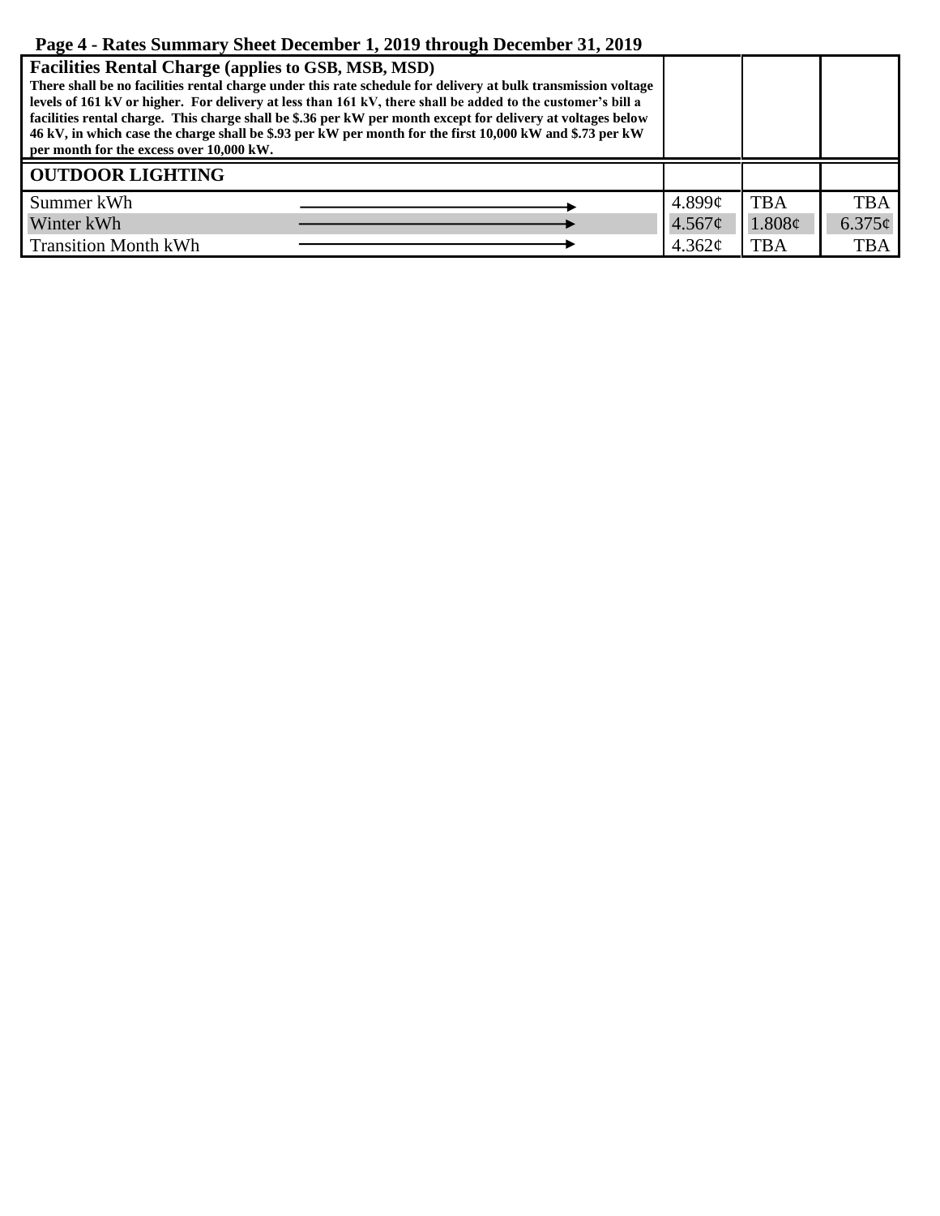**Page 4 - Rates Summary Sheet December 1, 2019 through December 31, 2019**

| | | | |
|---|---|---|---|
| **Facilities Rental Charge (applies to GSB, MSB, MSD)**<br>**There shall be no facilities rental charge under this rate schedule for delivery at bulk transmission voltage levels of 161 kV or higher. For delivery at less than 161 kV, there shall be added to the customer's bill a facilities rental charge. This charge shall be $.36 per kW per month except for delivery at voltages below 46 kV, in which case the charge shall be $.93 per kW per month for the first 10,000 kW and $.73 per kW per month for the excess over 10,000 kW.** | | | |
| **OUTDOOR LIGHTING** | | | |
| Summer kWh ⟶ | 4.899¢ | TBA | TBA |
| Winter kWh ⟶ | 4.567¢ | 1.808¢ | 6.375¢ |
| Transition Month kWh ⟶ | 4.362¢ | TBA | TBA |